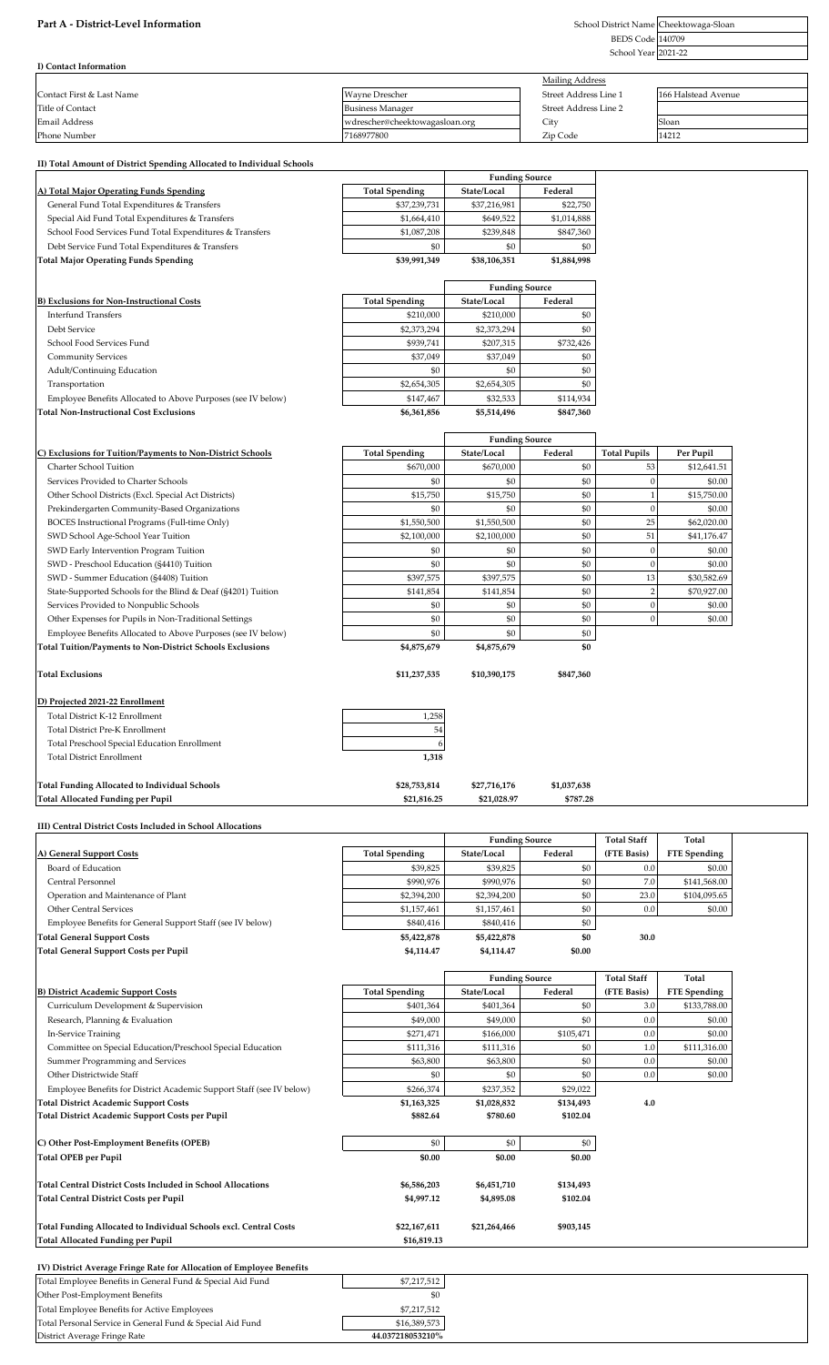# Part A - District-Level Information

| | |
|---|---|
| School District Name | Cheektowaga-Sloan |
| BEDS Code | 140709 |
| School Year | 2021-22 |

## I) Contact Information

| | | Mailing Address | |
|---|---|---|---|
| Contact First & Last Name | Wayne Drescher | Street Address Line 1 | 166 Halstead Avenue |
| Title of Contact | Business Manager | Street Address Line 2 | |
| Email Address | wdrescher@cheektowagasloan.org | City | Sloan |
| Phone Number | 7168977800 | Zip Code | 14212 |

## II) Total Amount of District Spending Allocated to Individual Schools

| | | Funding Source | |
|---|---|---|---|
| **A) Total Major Operating Funds Spending** | **Total Spending** | **State/Local** | **Federal** |
| General Fund Total Expenditures & Transfers | $37,239,731 | $37,216,981 | $22,750 |
| Special Aid Fund Total Expenditures & Transfers | $1,664,410 | $649,522 | $1,014,888 |
| School Food Services Fund Total Expenditures & Transfers | $1,087,208 | $239,848 | $847,360 |
| Debt Service Fund Total Expenditures & Transfers | $0 | $0 | $0 |
| **Total Major Operating Funds Spending** | **$39,991,349** | **$38,106,351** | **$1,884,998** |

| | | Funding Source | |
|---|---|---|---|
| **B) Exclusions for Non-Instructional Costs** | **Total Spending** | **State/Local** | **Federal** |
| Interfund Transfers | $210,000 | $210,000 | $0 |
| Debt Service | $2,373,294 | $2,373,294 | $0 |
| School Food Services Fund | $939,741 | $207,315 | $732,426 |
| Community Services | $37,049 | $37,049 | $0 |
| Adult/Continuing Education | $0 | $0 | $0 |
| Transportation | $2,654,305 | $2,654,305 | $0 |
| Employee Benefits Allocated to Above Purposes (see IV below) | $147,467 | $32,533 | $114,934 |
| **Total Non-Instructional Cost Exclusions** | **$6,361,856** | **$5,514,496** | **$847,360** |

| | | Funding Source | | | |
|---|---|---|---|---|---|
| **C) Exclusions for Tuition/Payments to Non-District Schools** | **Total Spending** | **State/Local** | **Federal** | **Total Pupils** | **Per Pupil** |
| Charter School Tuition | $670,000 | $670,000 | $0 | 53 | $12,641.51 |
| Services Provided to Charter Schools | $0 | $0 | $0 | 0 | $0.00 |
| Other School Districts (Excl. Special Act Districts) | $15,750 | $15,750 | $0 | 1 | $15,750.00 |
| Prekindergarten Community-Based Organizations | $0 | $0 | $0 | 0 | $0.00 |
| BOCES Instructional Programs (Full-time Only) | $1,550,500 | $1,550,500 | $0 | 25 | $62,020.00 |
| SWD School Age-School Year Tuition | $2,100,000 | $2,100,000 | $0 | 51 | $41,176.47 |
| SWD Early Intervention Program Tuition | $0 | $0 | $0 | 0 | $0.00 |
| SWD - Preschool Education (§4410) Tuition | $0 | $0 | $0 | 0 | $0.00 |
| SWD - Summer Education (§4408) Tuition | $397,575 | $397,575 | $0 | 13 | $30,582.69 |
| State-Supported Schools for the Blind & Deaf (§4201) Tuition | $141,854 | $141,854 | $0 | 2 | $70,927.00 |
| Services Provided to Nonpublic Schools | $0 | $0 | $0 | 0 | $0.00 |
| Other Expenses for Pupils in Non-Traditional Settings | $0 | $0 | $0 | 0 | $0.00 |
| Employee Benefits Allocated to Above Purposes (see IV below) | $0 | $0 | $0 | | |
| **Total Tuition/Payments to Non-District Schools Exclusions** | **$4,875,679** | **$4,875,679** | **$0** | | |
| | | | | | |
| **Total Exclusions** | **$11,237,535** | **$10,390,175** | **$847,360** | | |

| **D) Projected 2021-22 Enrollment** | |
|---|---|
| Total District K-12 Enrollment | 1,258 |
| Total District Pre-K Enrollment | 54 |
| Total Preschool Special Education Enrollment | 6 |
| Total District Enrollment | **1,318** |

| | | | |
|---|---|---|---|
| **Total Funding Allocated to Individual Schools** | **$28,753,814** | **$27,716,176** | **$1,037,638** |
| **Total Allocated Funding per Pupil** | **$21,816.25** | **$21,028.97** | **$787.28** |

## III) Central District Costs Included in School Allocations

| | | Funding Source | | Total Staff | Total |
|---|---|---|---|---|---|
| **A) General Support Costs** | **Total Spending** | **State/Local** | **Federal** | **(FTE Basis)** | **FTE Spending** |
| Board of Education | $39,825 | $39,825 | $0 | 0.0 | $0.00 |
| Central Personnel | $990,976 | $990,976 | $0 | 7.0 | $141,568.00 |
| Operation and Maintenance of Plant | $2,394,200 | $2,394,200 | $0 | 23.0 | $104,095.65 |
| Other Central Services | $1,157,461 | $1,157,461 | $0 | 0.0 | $0.00 |
| Employee Benefits for General Support Staff (see IV below) | $840,416 | $840,416 | $0 | | |
| **Total General Support Costs** | **$5,422,878** | **$5,422,878** | **$0** | **30.0** | |
| **Total General Support Costs per Pupil** | **$4,114.47** | **$4,114.47** | **$0.00** | | |

| | | Funding Source | | Total Staff | Total |
|---|---|---|---|---|---|
| **B) District Academic Support Costs** | **Total Spending** | **State/Local** | **Federal** | **(FTE Basis)** | **FTE Spending** |
| Curriculum Development & Supervision | $401,364 | $401,364 | $0 | 3.0 | $133,788.00 |
| Research, Planning & Evaluation | $49,000 | $49,000 | $0 | 0.0 | $0.00 |
| In-Service Training | $271,471 | $166,000 | $105,471 | 0.0 | $0.00 |
| Committee on Special Education/Preschool Special Education | $111,316 | $111,316 | $0 | 1.0 | $111,316.00 |
| Summer Programming and Services | $63,800 | $63,800 | $0 | 0.0 | $0.00 |
| Other Districtwide Staff | $0 | $0 | $0 | 0.0 | $0.00 |
| Employee Benefits for District Academic Support Staff (see IV below) | $266,374 | $237,352 | $29,022 | | |
| **Total District Academic Support Costs** | **$1,163,325** | **$1,028,832** | **$134,493** | **4.0** | |
| **Total District Academic Support Costs per Pupil** | **$882.64** | **$780.60** | **$102.04** | | |

| | | | |
|---|---|---|---|
| **C) Other Post-Employment Benefits (OPEB)** | $0 | $0 | $0 |
| **Total OPEB per Pupil** | **$0.00** | **$0.00** | **$0.00** |

| | | | |
|---|---|---|---|
| **Total Central District Costs Included in School Allocations** | **$6,586,203** | **$6,451,710** | **$134,493** |
| **Total Central District Costs per Pupil** | **$4,997.12** | **$4,895.08** | **$102.04** |

| | | | |
|---|---|---|---|
| **Total Funding Allocated to Individual Schools excl. Central Costs** | **$22,167,611** | **$21,264,466** | **$903,145** |
| **Total Allocated Funding per Pupil** | **$16,819.13** | | |

## IV) District Average Fringe Rate for Allocation of Employee Benefits

| | |
|---|---|
| Total Employee Benefits in General Fund & Special Aid Fund | $7,217,512 |
| Other Post-Employment Benefits | $0 |
| Total Employee Benefits for Active Employees | $7,217,512 |
| Total Personal Service in General Fund & Special Aid Fund | $16,389,573 |
| District Average Fringe Rate | **44.037218053210%** |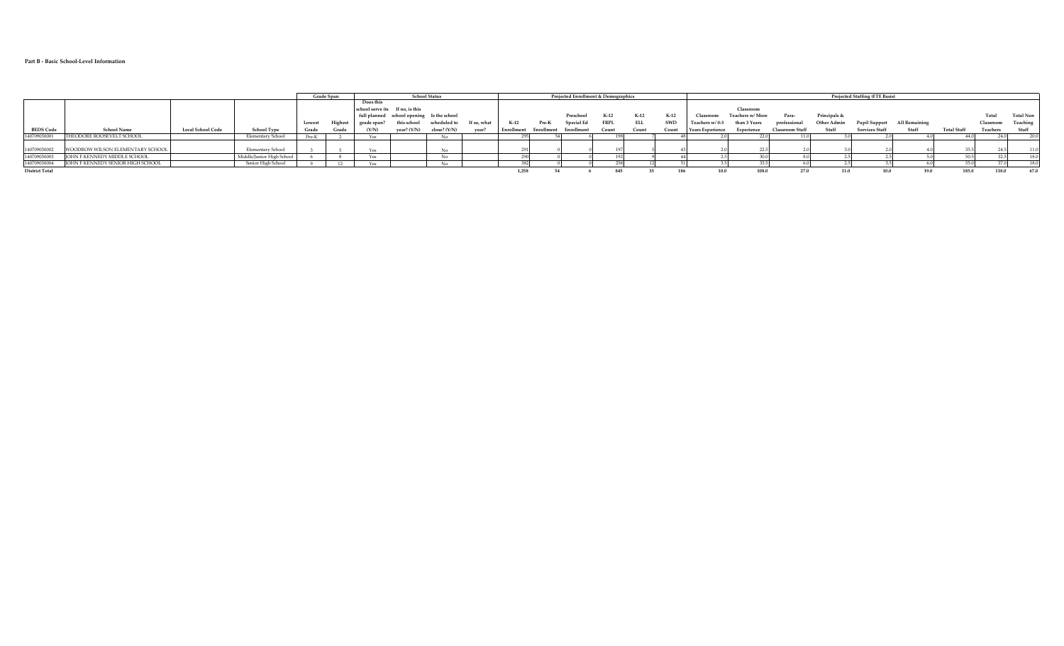**Part B - Basic School-Level Information**

| | | | | Grade Span | | School Status | | | | Projected Enrollment & Demographics | | | | | | | Projected Staffing (FTE Basis) | | | | | | | | | |
|---|---|---|---|---|---|---|---|---|---|---|---|---|---|---|---|---|---|---|---|---|---|---|---|---|---|---|
| BEDS Code | School Name | Local School Code | School Type | Lowest Grade | Highest Grade | Does this school serve its full planned grade span? (Y/N) | If no, is this school opening this school year? (Y/N) | Is the school scheduled to close? (Y/N) | If so, what year? | K-12 Enrollment | Pre-K Enrollment | Preschool Special Ed Enrollment | K-12 FRPL Count | K-12 ELL Count | K-12 SWD Count | Classroom Teachers w/ 0-3 Years Experience | Classroom Teachers w/ More than 3 Years Experience | Para-professional Classroom Staff | Principals & Other Admin Staff | Pupil Support Services Staff | All Remaining Staff | Total Staff | Total Classroom Teachers | Total Non Teaching Staff |
| 140709030001 | THEODORE ROOSEVELT SCHOOL | | Elementary School | Pre-K | 2 | Yes | | No | | 295 | 54 | 6 | 198 | 7 | 48 | 2.0 | 22.0 | 11.0 | 3.0 | 2.0 | 4.0 | 44.0 | 24.0 | 20.0 |
| 140709030002 | WOODROW WILSON ELEMENTARY SCHOOL | | Elementary School | 3 | 5 | Yes | | No | | 291 | 0 | 0 | 197 | 5 | 43 | 2.0 | 22.5 | 2.0 | 3.0 | 2.0 | 4.0 | 35.5 | 24.5 | 11.0 |
| 140709030003 | JOHN F KENNEDY MIDDLE SCHOOL | | Middle/Junior High School | 6 | 8 | Yes | | No | | 290 | 0 | 0 | 192 | 9 | 44 | 2.5 | 30.0 | 8.0 | 2.5 | 2.5 | 5.0 | 50.5 | 32.5 | 18.0 |
| 140709030004 | JOHN F KENNEDY SENIOR HIGH SCHOOL | | Senior High School | 9 | 12 | Yes | | No | | 382 | 0 | 0 | 258 | 12 | 51 | 3.5 | 33.5 | 6.0 | 2.5 | 3.5 | 6.0 | 55.0 | 37.0 | 18.0 |
| **District Total** | | | | | | | | | | **1,258** | **54** | **6** | **845** | **33** | **186** | **10.0** | **108.0** | **27.0** | **11.0** | **10.0** | **19.0** | **185.0** | **118.0** | **67.0** |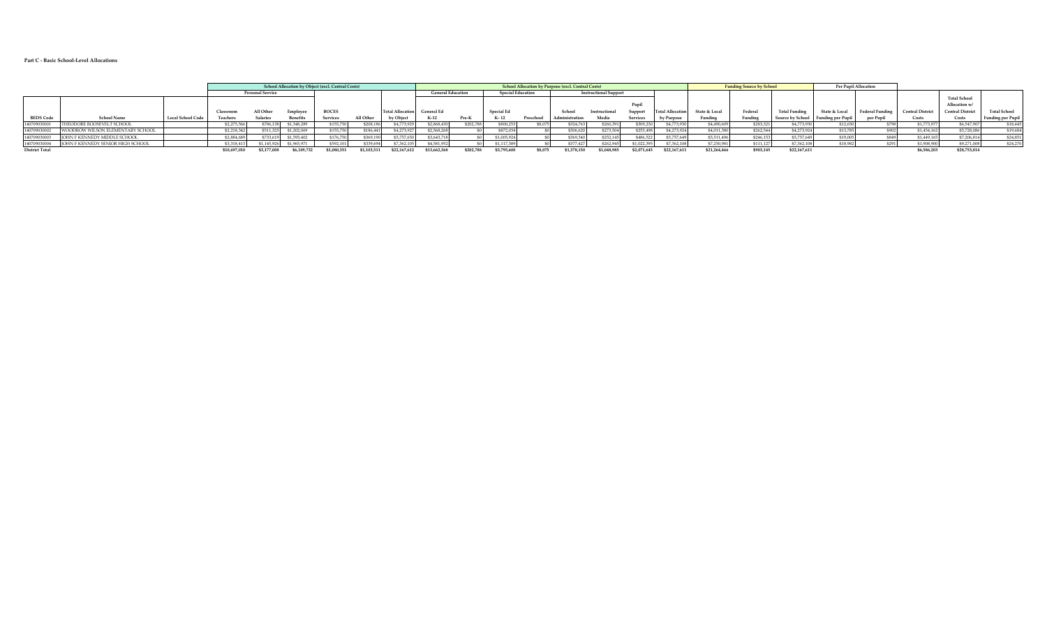**Part C - Basic School-Level Allocations**

| | | | School Allocation by Object (excl. Central Costs) | | | | | | School Allocation by Purpose (excl. Central Costs) | | | | | | | | | Funding Source by School | | | Per Pupil Allocation | | | | |
|---|---|---|---|---|---|---|---|---|---|---|---|---|---|---|---|---|---|---|---|---|---|---|---|---|---|
| | | | Personal Service | | | | | | General Education | | Special Education | | Instructional Support | | | | | | | | | | | | |
| BEDS Code | School Name | Local School Code | Classroom Teachers | All Other Salaries | Employee Benefits | BOCES Services | All Other | Total Allocation by Object | General Ed K-12 | Pre-K | Special Ed K - 12 | Preschool | School Administration | Instructional Media | Pupil Support Services | Total Allocation by Purpose | State & Local Funding | Federal Funding | Total Funding Source by School | State & Local Funding per Pupil | Federal Funding per Pupil | Central District Costs | Total School Allocation w/ Central District Costs | Total School Funding per Pupil |
| 140709030001 | THEODORE ROOSEVELT SCHOOL | | $2,275,566 | $786,138 | $1,348,289 | $155,750 | $208,186 | $4,773,929 | $2,868,430 | $202,788 | $800,253 | $8,075 | $324,763 | $260,391 | $309,230 | $4,773,930 | $4,490,609 | $283,321 | $4,773,930 | $12,650 | $798 | $1,773,977 | $6,547,907 | $18,445 |
| 140709030002 | WOODROW WILSON ELEMENTARY SCHOOL | | $2,218,342 | $511,325 | $1,202,069 | $155,750 | $186,441 | $4,273,927 | $2,568,268 | $0 | $872,034 | $0 | $306,620 | $273,504 | $253,498 | $4,273,924 | $4,011,380 | $262,544 | $4,273,924 | $13,785 | $902 | $1,454,162 | $5,728,086 | $19,684 |
| 140709030003 | JOHN F KENNEDY MIDDLE SCHOOL | | $2,884,689 | $733,619 | $1,593,402 | $176,750 | $369,190 | $5,757,650 | $3,643,718 | $0 | $1,005,924 | $0 | $369,340 | $252,145 | $486,522 | $5,757,649 | $5,511,496 | $246,153 | $5,757,649 | $19,005 | $849 | $1,449,165 | $7,206,814 | $24,851 |
| 140709030004 | JOHN F KENNEDY SENIOR HIGH SCHOOL | | $3,318,413 | $1,145,926 | $1,965,971 | $592,101 | $339,694 | $7,362,105 | $4,581,952 | $0 | $1,117,389 | $0 | $377,427 | $262,945 | $1,022,395 | $7,362,108 | $7,250,981 | $111,127 | $7,362,108 | $18,982 | $291 | $1,908,900 | $9,271,008 | $24,270 |
| **District Total** | | | **$10,697,010** | **$3,177,008** | **$6,109,732** | **$1,080,351** | **$1,103,511** | **$22,167,612** | **$13,662,368** | **$202,788** | **$3,795,600** | **$8,075** | **$1,378,150** | **$1,048,985** | **$2,071,645** | **$22,167,611** | **$21,264,466** | **$903,145** | **$22,167,611** | | | **$6,586,203** | **$28,753,814** | |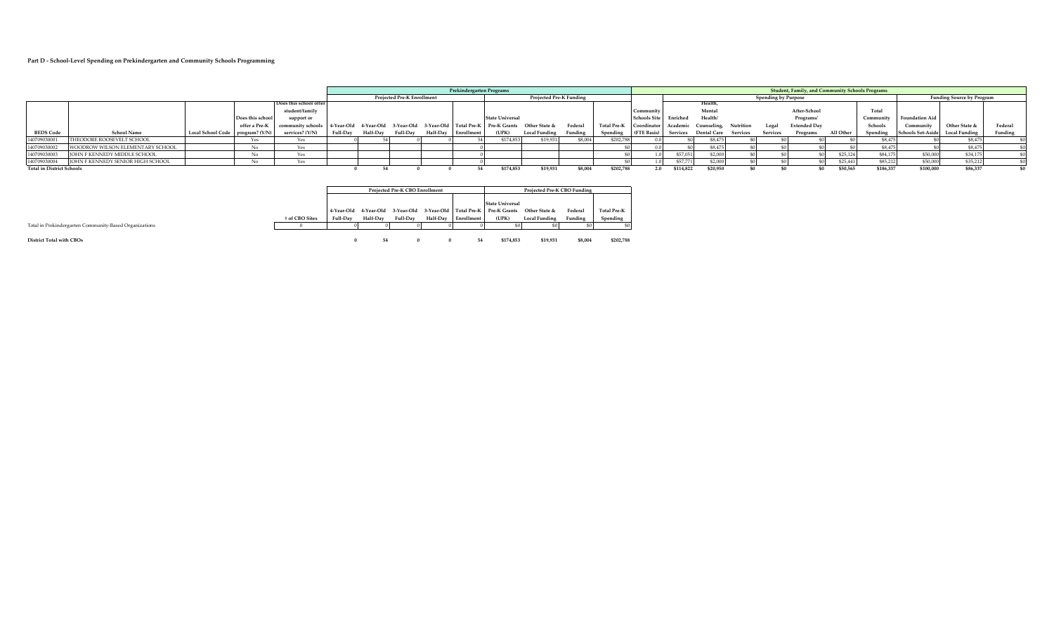### Part D - School-Level Spending on Prekindergarten and Community Schools Programming

| BEDS Code | School Name | Local School Code | Does this school offer a Pre-K program? (Y/N) | Does this school offer student/family support or community schools services? (Y/N) | Prekindergarten Programs: Projected Pre-K Enrollment: 4-Year-Old Full-Day | 4-Year-Old Half-Day | 3-Year-Old Full-Day | 3-Year-Old Half-Day | Total Pre-K Enrollment | Projected Pre-K Funding: State Universal Pre-K Grants (UPK) | Other State & Local Funding | Federal Funding | Total Pre-K Spending | Student, Family, and Community Schools Programs: Community Schools Site Coordinator (FTE Basis) | Spending by Purpose: Enriched Academic Services | Health, Mental Health/ Counseling, Dental Care | Nutrition Services | Legal Services | After-School Programs/ Extended Day Programs | All Other | Total Community Schools Spending | Funding Source by Program: Foundation Aid Community Schools Set-Aside | Other State & Local Funding | Federal Funding |
|---|---|---|---|---|---|---|---|---|---|---|---|---|---|---|---|---|---|---|---|---|---|---|---|---|
| 140709030001 | THEODORE ROOSEVELT SCHOOL | | Yes | Yes | 0 | 54 | 0 | 0 | 54 | $174,853 | $19,931 | $8,004 | $202,788 | 0.0 | $0 | $8,475 | $0 | $0 | $0 | $0 | $8,475 | $0 | $8,475 | $0 |
| 140709030002 | WOODROW WILSON ELEMENTARY SCHOOL | | No | Yes | | | | | 0 | | | | $0 | 0.0 | $0 | $8,475 | $0 | $0 | $0 | $0 | $8,475 | $0 | $8,475 | $0 |
| 140709030003 | JOHN F KENNEDY MIDDLE SCHOOL | | No | Yes | | | | | 0 | | | | $0 | 1.0 | $57,051 | $2,000 | $0 | $0 | $0 | $25,124 | $84,175 | $50,000 | $34,175 | $0 |
| 140709030004 | JOHN F KENNEDY SENIOR HIGH SCHOOL | | No | Yes | | | | | 0 | | | | $0 | 1.0 | $57,771 | $2,000 | $0 | $0 | $0 | $25,441 | $85,212 | $50,000 | $35,212 | $0 |
| **Total in District Schools** | | | | | **0** | **54** | **0** | **0** | **54** | **$174,853** | **$19,931** | **$8,004** | **$202,788** | **2.0** | **$114,822** | **$20,950** | **$0** | **$0** | **$0** | **$50,565** | **$186,337** | **$100,000** | **$86,337** | **$0** |

| | # of CBO Sites | Projected Pre-K CBO Enrollment: 4-Year-Old Full-Day | 4-Year-Old Half-Day | 3-Year-Old Full-Day | 3-Year-Old Half-Day | Total Pre-K Enrollment | Projected Pre-K CBO Funding: State Universal Pre-K Grants (UPK) | Other State & Local Funding | Federal Funding | Total Pre-K Spending |
|---|---|---|---|---|---|---|---|---|---|---|
| Total in Prekindergarten Community-Based Organizations | 0 | 0 | 0 | 0 | 0 | 0 | $0 | $0 | $0 | $0 |
| **District Total with CBOs** | | **0** | **54** | **0** | **0** | **54** | **$174,853** | **$19,931** | **$8,004** | **$202,788** |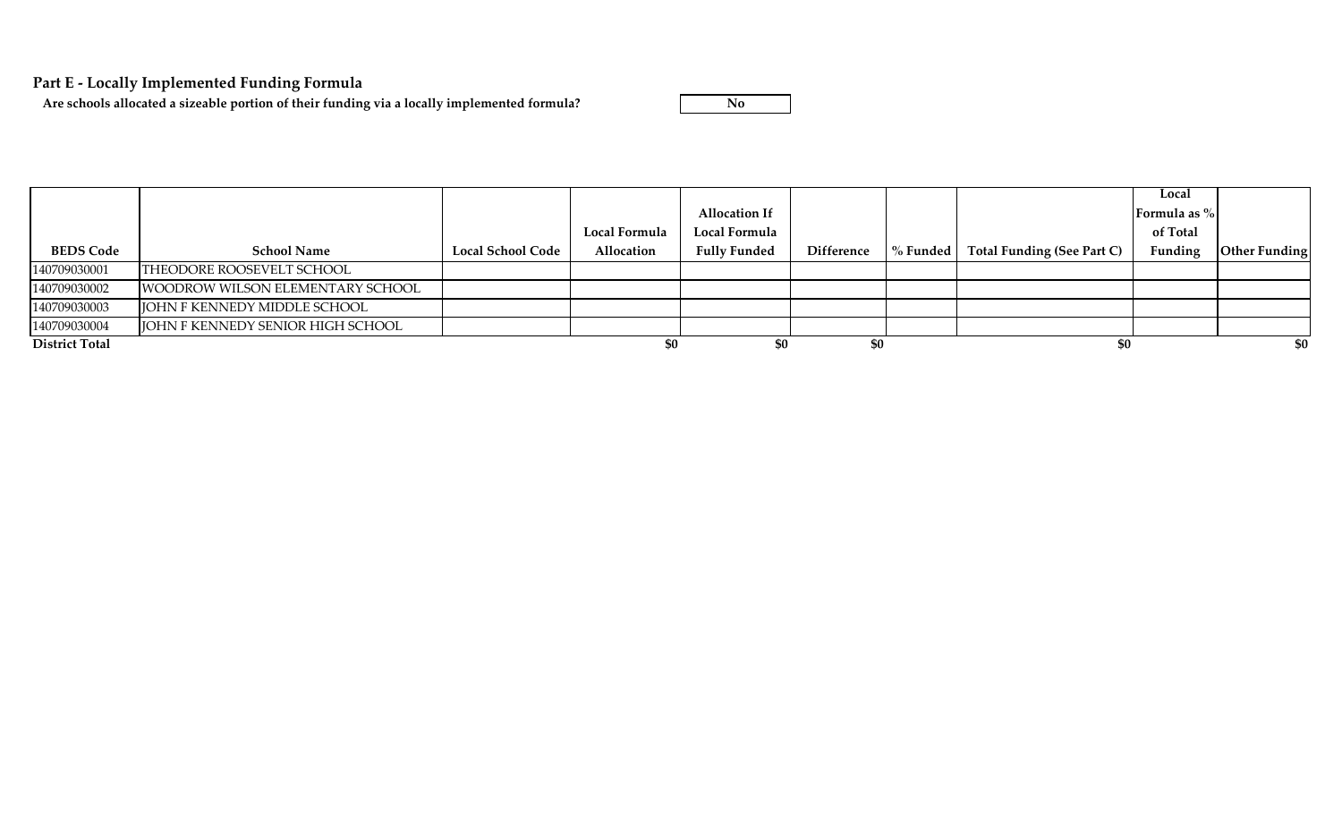## Part E - Locally Implemented Funding Formula

**Are schools allocated a sizeable portion of their funding via a locally implemented formula?** No

| BEDS Code | School Name | Local School Code | Local Formula Allocation | Allocation If Local Formula Fully Funded | Difference | % Funded | Total Funding (See Part C) | Local Formula as % of Total Funding | Other Funding |
|---|---|---|---|---|---|---|---|---|---|
| 140709030001 | THEODORE ROOSEVELT SCHOOL | | | | | | | | |
| 140709030002 | WOODROW WILSON ELEMENTARY SCHOOL | | | | | | | | |
| 140709030003 | JOHN F KENNEDY MIDDLE SCHOOL | | | | | | | | |
| 140709030004 | JOHN F KENNEDY SENIOR HIGH SCHOOL | | | | | | | | |
| **District Total** | | | $0 | $0 | $0 | | $0 | | $0 |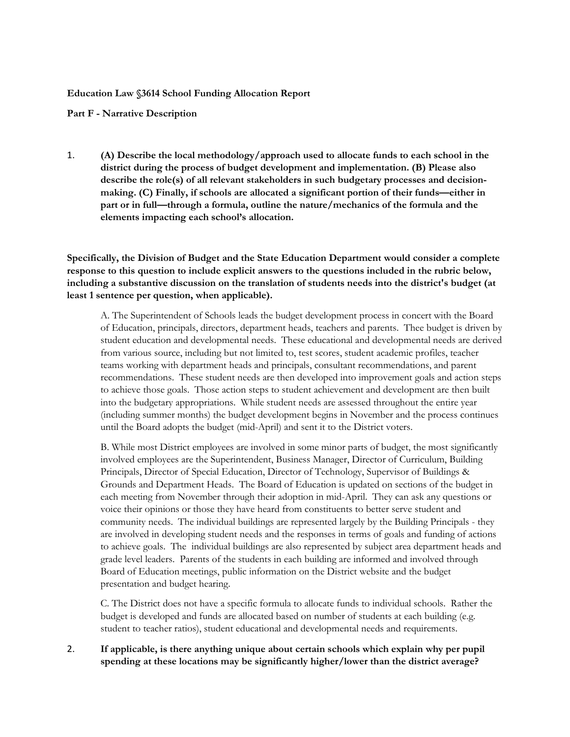**Education Law §3614 School Funding Allocation Report**

**Part F - Narrative Description**

1. **(A) Describe the local methodology/approach used to allocate funds to each school in the district during the process of budget development and implementation. (B) Please also describe the role(s) of all relevant stakeholders in such budgetary processes and decision-making. (C) Finally, if schools are allocated a significant portion of their funds—either in part or in full—through a formula, outline the nature/mechanics of the formula and the elements impacting each school's allocation.**

**Specifically, the Division of Budget and the State Education Department would consider a complete response to this question to include explicit answers to the questions included in the rubric below, including a substantive discussion on the translation of students needs into the district's budget (at least 1 sentence per question, when applicable).**

A. The Superintendent of Schools leads the budget development process in concert with the Board of Education, principals, directors, department heads, teachers and parents. Thee budget is driven by student education and developmental needs. These educational and developmental needs are derived from various source, including but not limited to, test scores, student academic profiles, teacher teams working with department heads and principals, consultant recommendations, and parent recommendations. These student needs are then developed into improvement goals and action steps to achieve those goals. Those action steps to student achievement and development are then built into the budgetary appropriations. While student needs are assessed throughout the entire year (including summer months) the budget development begins in November and the process continues until the Board adopts the budget (mid-April) and sent it to the District voters.

B. While most District employees are involved in some minor parts of budget, the most significantly involved employees are the Superintendent, Business Manager, Director of Curriculum, Building Principals, Director of Special Education, Director of Technology, Supervisor of Buildings & Grounds and Department Heads. The Board of Education is updated on sections of the budget in each meeting from November through their adoption in mid-April. They can ask any questions or voice their opinions or those they have heard from constituents to better serve student and community needs. The individual buildings are represented largely by the Building Principals - they are involved in developing student needs and the responses in terms of goals and funding of actions to achieve goals. The individual buildings are also represented by subject area department heads and grade level leaders. Parents of the students in each building are informed and involved through Board of Education meetings, public information on the District website and the budget presentation and budget hearing.

C. The District does not have a specific formula to allocate funds to individual schools. Rather the budget is developed and funds are allocated based on number of students at each building (e.g. student to teacher ratios), student educational and developmental needs and requirements.

2. **If applicable, is there anything unique about certain schools which explain why per pupil spending at these locations may be significantly higher/lower than the district average?**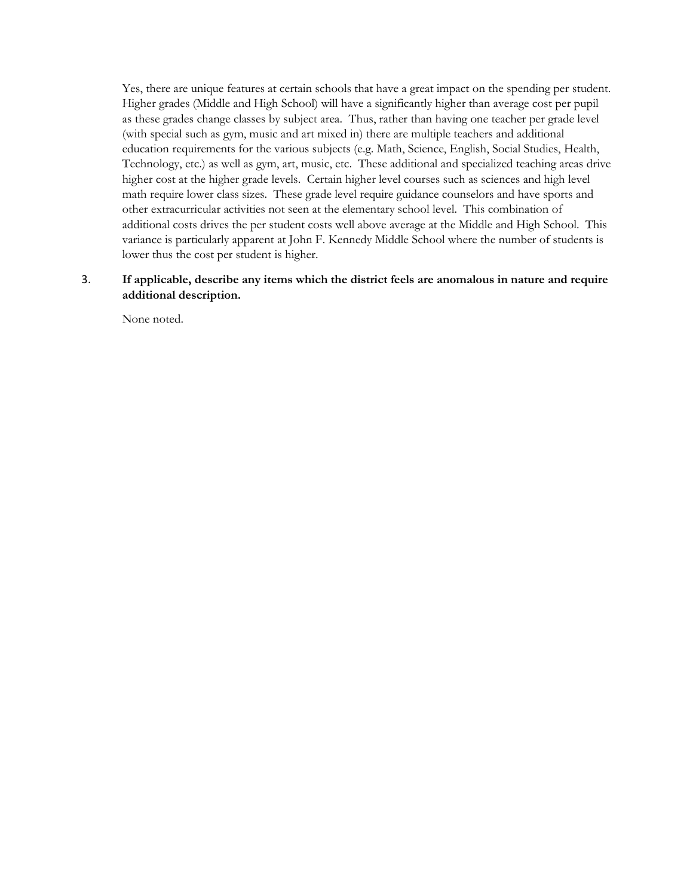Yes, there are unique features at certain schools that have a great impact on the spending per student. Higher grades (Middle and High School) will have a significantly higher than average cost per pupil as these grades change classes by subject area. Thus, rather than having one teacher per grade level (with special such as gym, music and art mixed in) there are multiple teachers and additional education requirements for the various subjects (e.g. Math, Science, English, Social Studies, Health, Technology, etc.) as well as gym, art, music, etc. These additional and specialized teaching areas drive higher cost at the higher grade levels. Certain higher level courses such as sciences and high level math require lower class sizes. These grade level require guidance counselors and have sports and other extracurricular activities not seen at the elementary school level. This combination of additional costs drives the per student costs well above average at the Middle and High School. This variance is particularly apparent at John F. Kennedy Middle School where the number of students is lower thus the cost per student is higher.

3. **If applicable, describe any items which the district feels are anomalous in nature and require additional description.**

   None noted.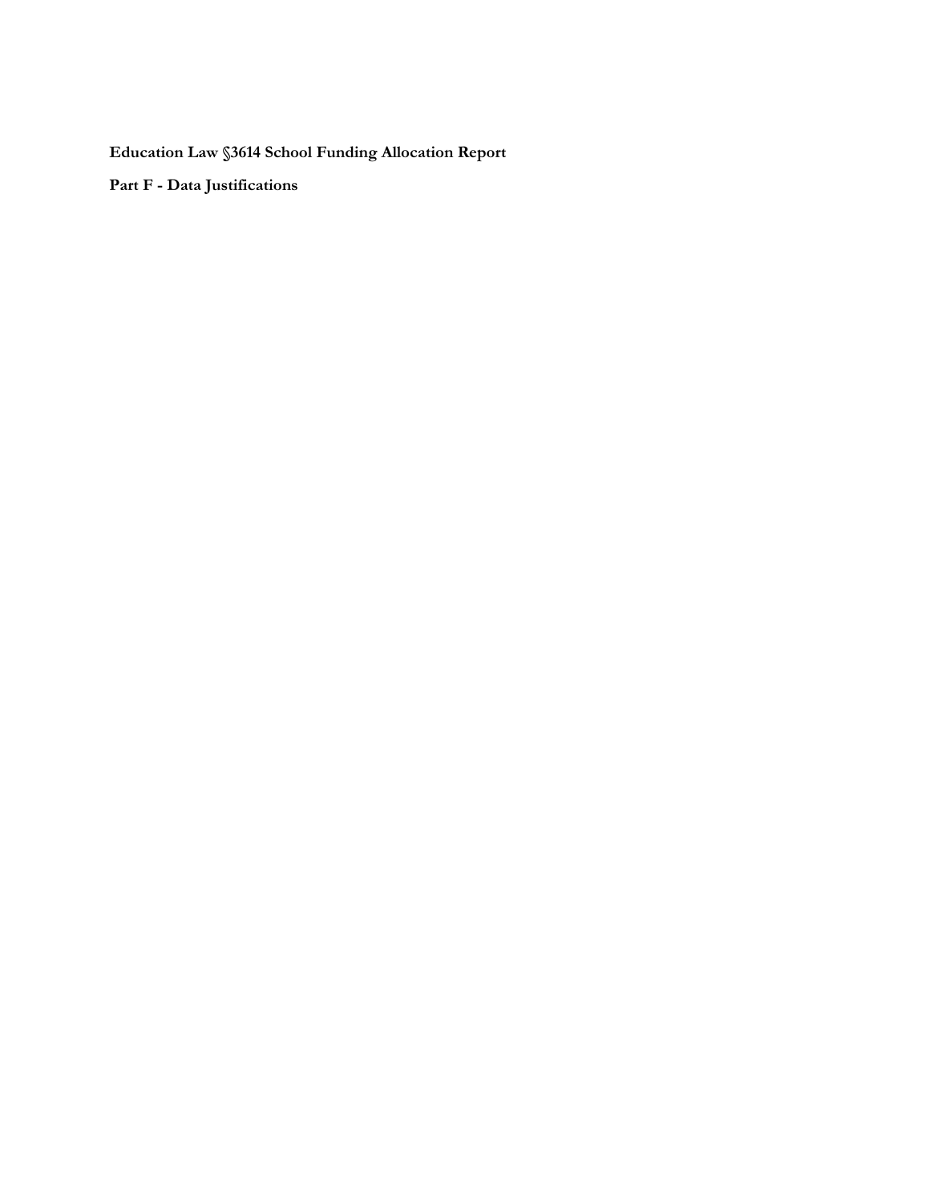**Education Law §3614 School Funding Allocation Report**

**Part F - Data Justifications**